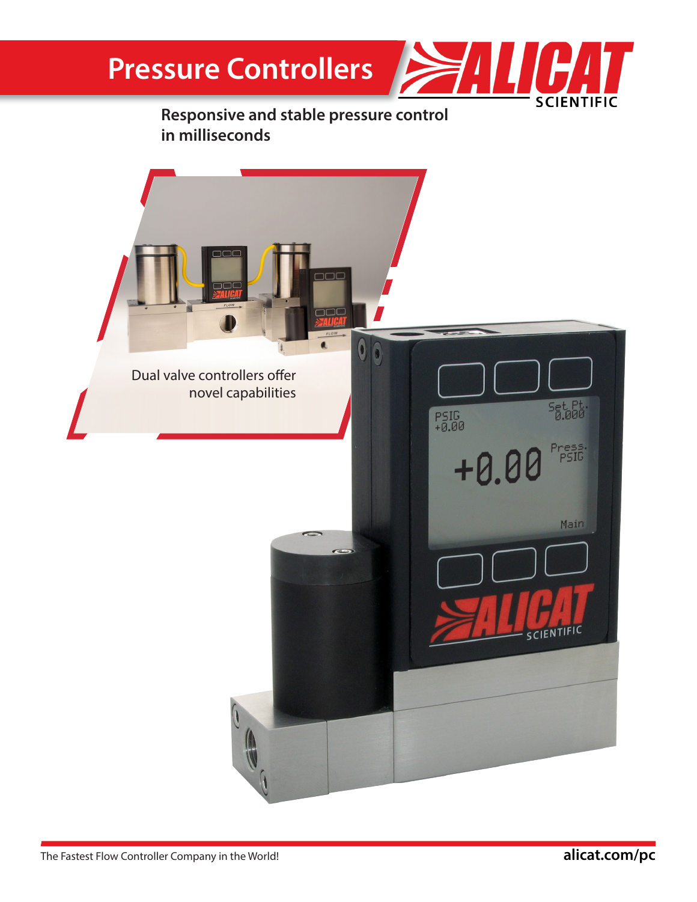# Pressure Controllers

ALICAT SCIENTIFIC

**Responsive and stable pressure control in milliseconds**

Dual valve controllers offer novel capabilities

The Fastest Flow Controller Company in the World!

**alicat.com/pc**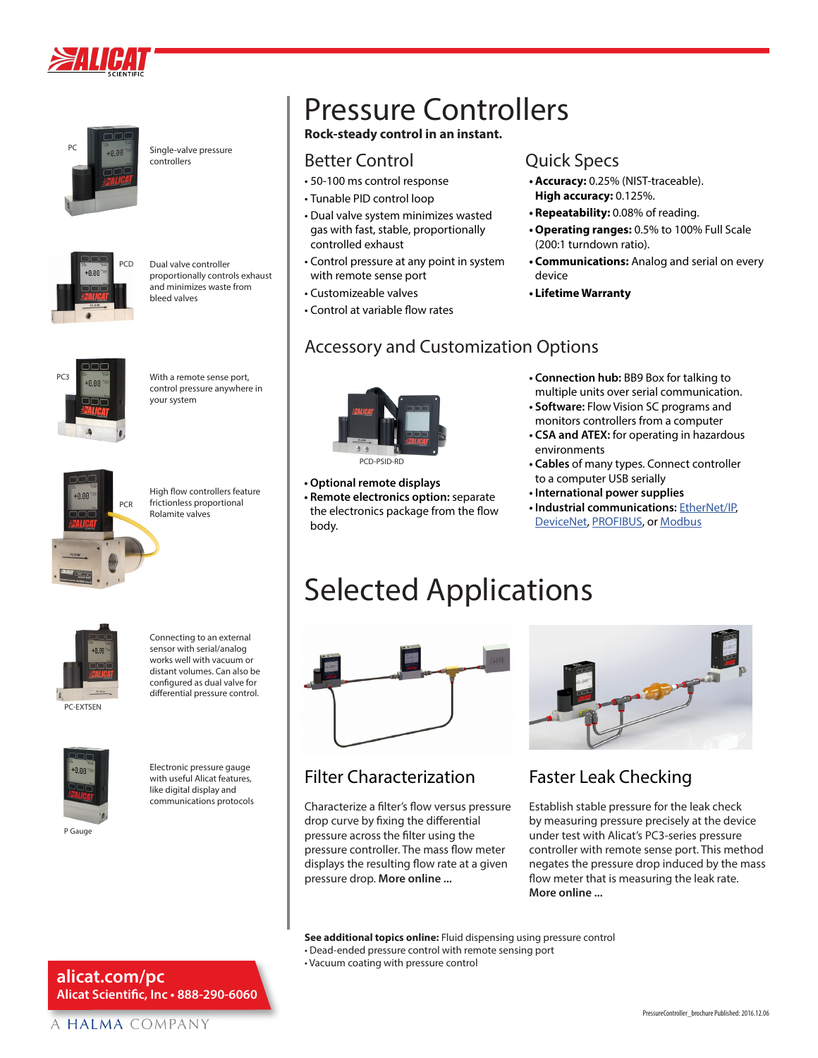# Pressure Controllers

**Rock-steady control in an instant.**

PC

Single-valve pressure controllers

PCD

Dual valve controller proportionally controls exhaust and minimizes waste from bleed valves

PC3

With a remote sense port, control pressure anywhere in your system

PCR

High flow controllers feature frictionless proportional Rolamite valves

PC-EXTSEN

Connecting to an external sensor with serial/analog works well with vacuum or distant volumes. Can also be configured as dual valve for differential pressure control.

P Gauge

Electronic pressure gauge with useful Alicat features, like digital display and communications protocols

## Better Control

- 50-100 ms control response
- Tunable PID control loop
- Dual valve system minimizes wasted gas with fast, stable, proportionally controlled exhaust
- Control pressure at any point in system with remote sense port
- Customizeable valves
- Control at variable flow rates

## Quick Specs

- **Accuracy:** 0.25% (NIST-traceable). **High accuracy:** 0.125%.
- **Repeatability:** 0.08% of reading.
- **Operating ranges:** 0.5% to 100% Full Scale (200:1 turndown ratio).
- **Communications:** Analog and serial on every device
- **Lifetime Warranty**

## Accessory and Customization Options

PCD-PSID-RD

- **Optional remote displays**
- **Remote electronics option:** separate the electronics package from the flow body.
- **Connection hub:** BB9 Box for talking to multiple units over serial communication.
- **Software:** Flow Vision SC programs and monitors controllers from a computer
- **CSA and ATEX:** for operating in hazardous environments
- **Cables** of many types. Connect controller to a computer USB serially
- **International power supplies**
- **Industrial communications:** EtherNet/IP, DeviceNet, PROFIBUS, or Modbus

# Selected Applications

## Filter Characterization

Characterize a filter's flow versus pressure drop curve by fixing the differential pressure across the filter using the pressure controller. The mass flow meter displays the resulting flow rate at a given pressure drop. **More online ...**

## Faster Leak Checking

Establish stable pressure for the leak check by measuring pressure precisely at the device under test with Alicat's PC3-series pressure controller with remote sense port. This method negates the pressure drop induced by the mass flow meter that is measuring the leak rate. **More online ...**

**See additional topics online:** Fluid dispensing using pressure control
- Dead-ended pressure control with remote sensing port
- Vacuum coating with pressure control

**alicat.com/pc**
**Alicat Scientific, Inc • 888-290-6060**

A HALMA COMPANY

PressureController_brochure Published: 2016.12.06